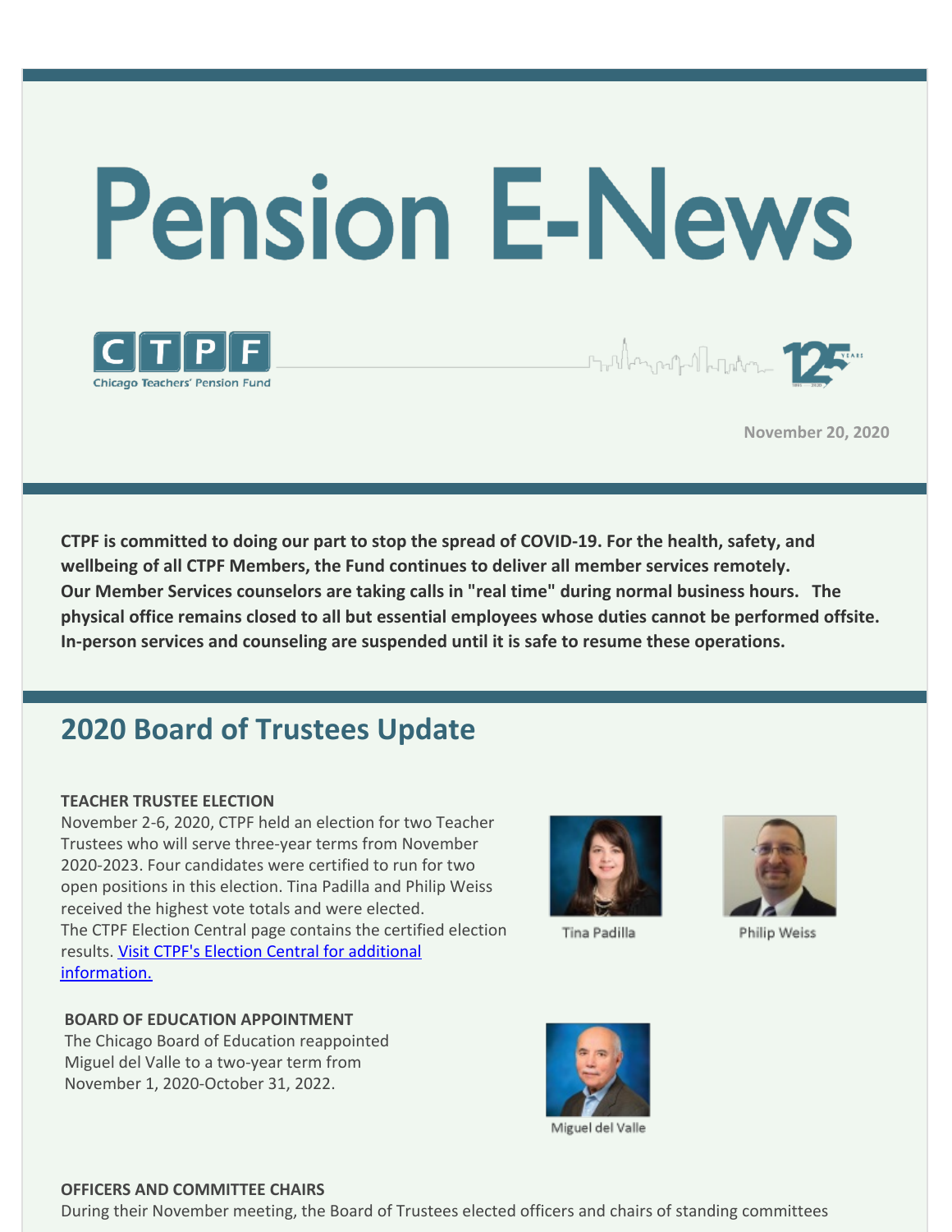# Pension E-News

Chicago Teachers' Pension Fund

November 20, 2020

**CTPF is committed to doing our part to stop the spread of COVID-19. For the health, safety, and wellbeing of all CTPF Members, the Fund continues to deliver all member services remotely. Our Member Services counselors are taking calls in "real time" during normal business hours. The physical office remains closed to all but essential employees whose duties cannot be performed offsite. In-person services and counseling are suspended until it is safe to resume these operations.**

## 2020 Board of Trustees Update

**TEACHER TRUSTEE ELECTION**

November 2-6, 2020, CTPF held an election for two Teacher Trustees who will serve three-year terms from November 2020-2023. Four candidates were certified to run for two open positions in this election. Tina Padilla and Philip Weiss received the highest vote totals and were elected.
The CTPF Election Central page contains the certified election results. [Visit CTPF's Election Central for additional information.]

Tina Padilla

Philip Weiss

**BOARD OF EDUCATION APPOINTMENT**

The Chicago Board of Education reappointed Miguel del Valle to a two-year term from November 1, 2020-October 31, 2022.

Miguel del Valle

**OFFICERS AND COMMITTEE CHAIRS**

During their November meeting, the Board of Trustees elected officers and chairs of standing committees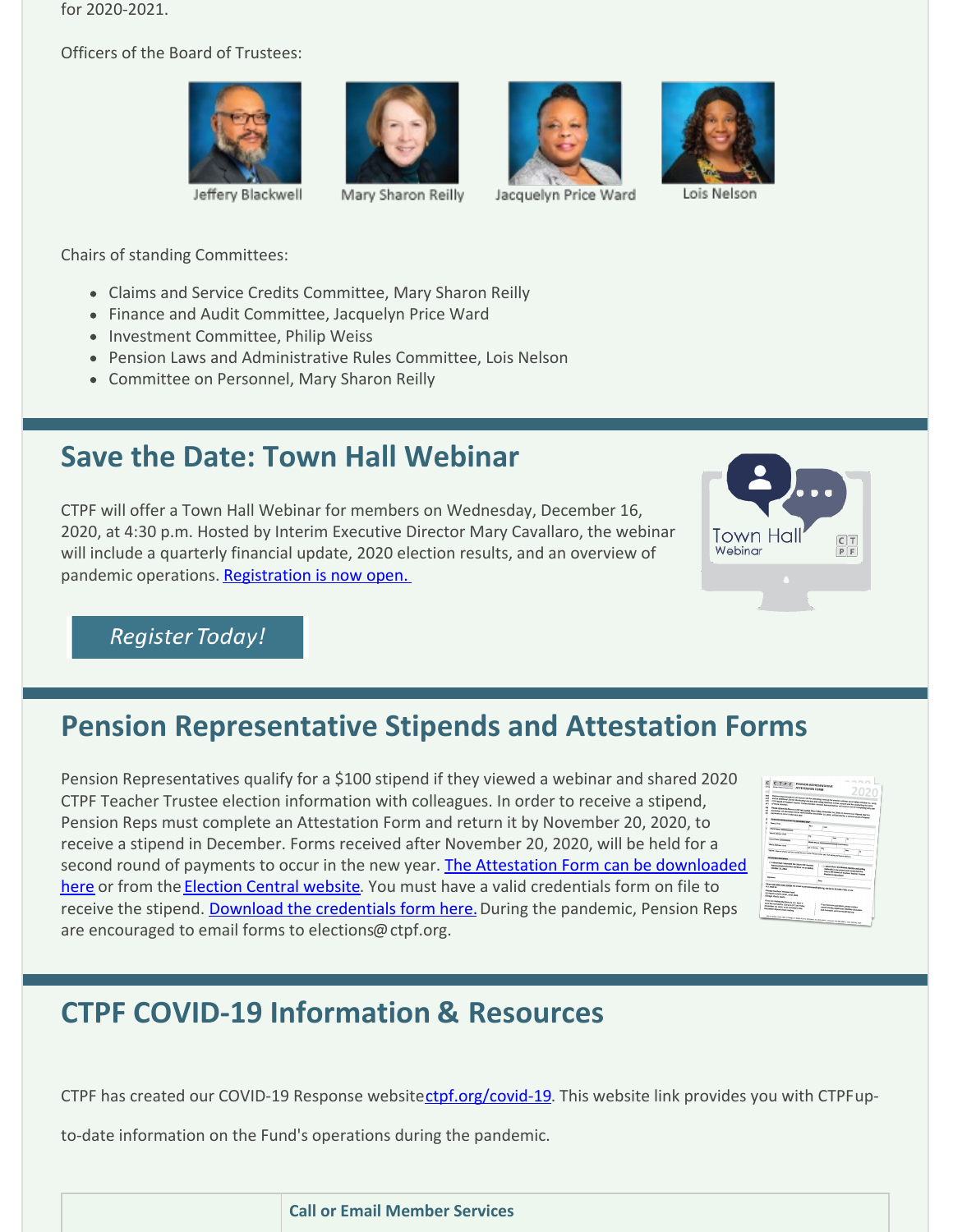for 2020-2021.

Officers of the Board of Trustees:

Jeffery Blackwell    Mary Sharon Reilly    Jacquelyn Price Ward    Lois Nelson

Chairs of standing Committees:

- Claims and Service Credits Committee, Mary Sharon Reilly
- Finance and Audit Committee, Jacquelyn Price Ward
- Investment Committee, Philip Weiss
- Pension Laws and Administrative Rules Committee, Lois Nelson
- Committee on Personnel, Mary Sharon Reilly

## Save the Date: Town Hall Webinar

CTPF will offer a Town Hall Webinar for members on Wednesday, December 16, 2020, at 4:30 p.m. Hosted by Interim Executive Director Mary Cavallaro, the webinar will include a quarterly financial update, 2020 election results, and an overview of pandemic operations. Registration is now open.

*Register Today!*

## Pension Representative Stipends and Attestation Forms

Pension Representatives qualify for a $100 stipend if they viewed a webinar and shared 2020 CTPF Teacher Trustee election information with colleagues. In order to receive a stipend, Pension Reps must complete an Attestation Form and return it by November 20, 2020, to receive a stipend in December. Forms received after November 20, 2020, will be held for a second round of payments to occur in the new year. The Attestation Form can be downloaded here or from the Election Central website. You must have a valid credentials form on file to receive the stipend. Download the credentials form here. During the pandemic, Pension Reps are encouraged to email forms to elections@ ctpf.org.

## CTPF COVID-19 Information & Resources

CTPF has created our COVID-19 Response website ctpf.org/covid-19. This website link provides you with CTPF up-to-date information on the Fund's operations during the pandemic.

| | **Call or Email Member Services** |
|---|---|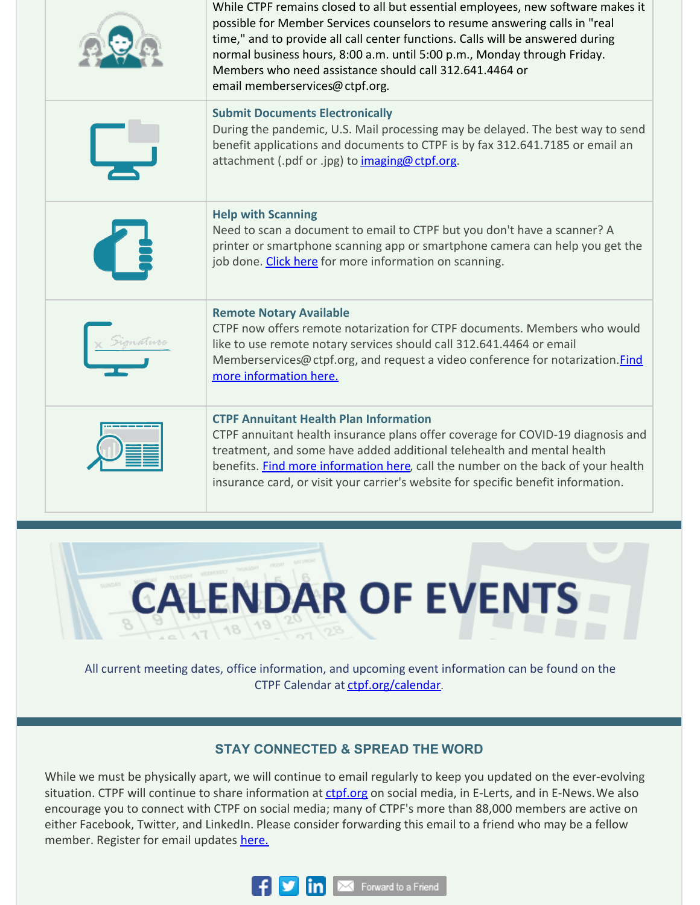While CTPF remains closed to all but essential employees, new software makes it possible for Member Services counselors to resume answering calls in "real time," and to provide all call center functions. Calls will be answered during normal business hours, 8:00 a.m. until 5:00 p.m., Monday through Friday. Members who need assistance should call 312.641.4464 or email memberservices@ctpf.org.

### Submit Documents Electronically

During the pandemic, U.S. Mail processing may be delayed. The best way to send benefit applications and documents to CTPF is by fax 312.641.7185 or email an attachment (.pdf or .jpg) to imaging@ctpf.org.

### Help with Scanning

Need to scan a document to email to CTPF but you don't have a scanner? A printer or smartphone scanning app or smartphone camera can help you get the job done. Click here for more information on scanning.

### Remote Notary Available

CTPF now offers remote notarization for CTPF documents. Members who would like to use remote notary services should call 312.641.4464 or email Memberservices@ctpf.org, and request a video conference for notarization. Find more information here.

### CTPF Annuitant Health Plan Information

CTPF annuitant health insurance plans offer coverage for COVID-19 diagnosis and treatment, and some have added additional telehealth and mental health benefits. Find more information here, call the number on the back of your health insurance card, or visit your carrier's website for specific benefit information.

# CALENDAR OF EVENTS

All current meeting dates, office information, and upcoming event information can be found on the CTPF Calendar at ctpf.org/calendar.

## STAY CONNECTED & SPREAD THE WORD

While we must be physically apart, we will continue to email regularly to keep you updated on the ever-evolving situation. CTPF will continue to share information at ctpf.org on social media, in E-Lerts, and in E-News. We also encourage you to connect with CTPF on social media; many of CTPF's more than 88,000 members are active on either Facebook, Twitter, and LinkedIn. Please consider forwarding this email to a friend who may be a fellow member. Register for email updates here.

Forward to a Friend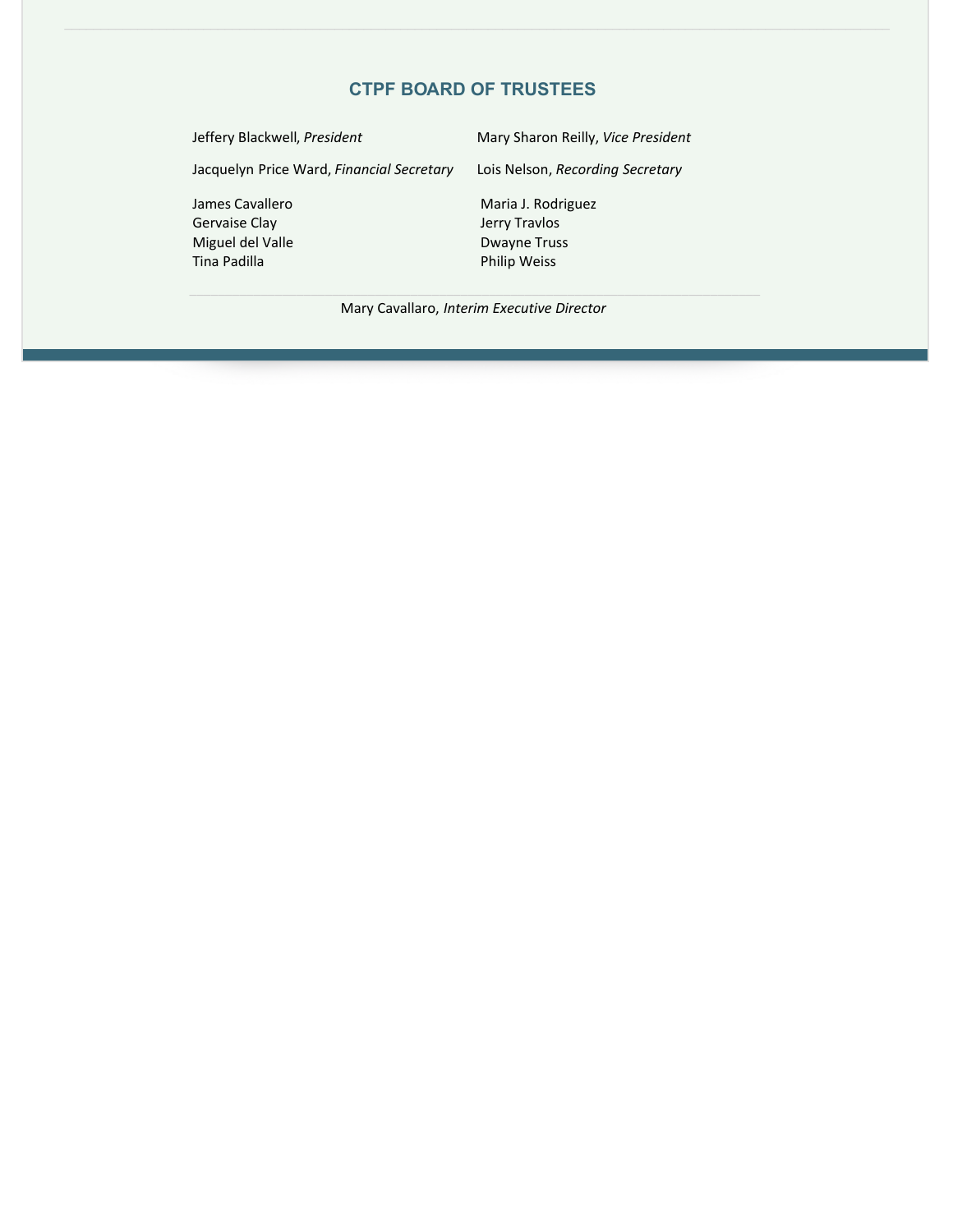## CTPF BOARD OF TRUSTEES

Jeffery Blackwell, *President*

Mary Sharon Reilly, *Vice President*

Jacquelyn Price Ward, *Financial Secretary*

Lois Nelson, *Recording Secretary*

James Cavallero
Gervaise Clay
Miguel del Valle
Tina Padilla
Maria J. Rodriguez
Jerry Travlos
Dwayne Truss
Philip Weiss

Mary Cavallaro, *Interim Executive Director*